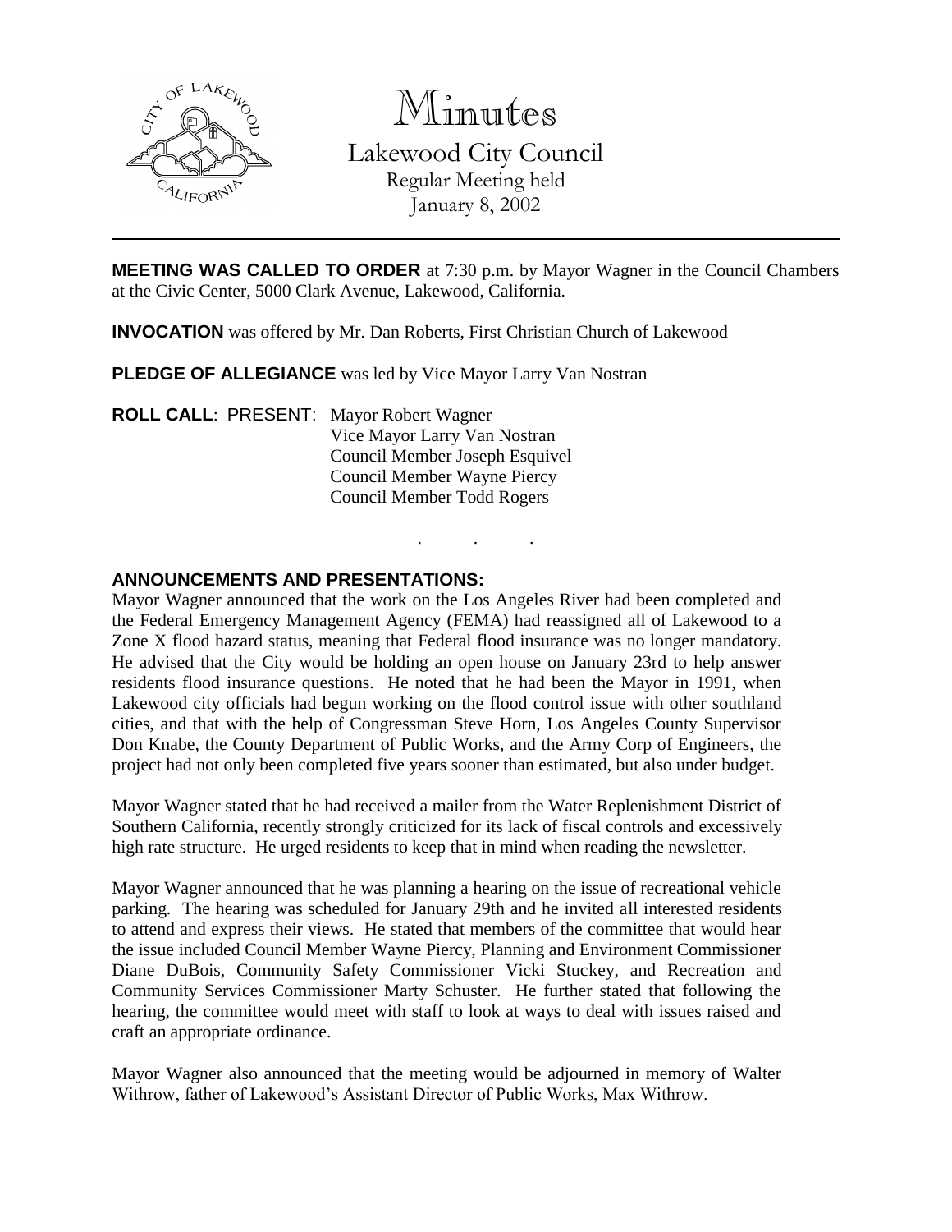# Minutes

## Lakewood City Council

Regular Meeting held
January 8, 2002

---

**MEETING WAS CALLED TO ORDER** at 7:30 p.m. by Mayor Wagner in the Council Chambers at the Civic Center, 5000 Clark Avenue, Lakewood, California.

**INVOCATION** was offered by Mr. Dan Roberts, First Christian Church of Lakewood

**PLEDGE OF ALLEGIANCE** was led by Vice Mayor Larry Van Nostran

**ROLL CALL**: PRESENT: Mayor Robert Wagner
Vice Mayor Larry Van Nostran
Council Member Joseph Esquivel
Council Member Wayne Piercy
Council Member Todd Rogers

. . .

**ANNOUNCEMENTS AND PRESENTATIONS:**

Mayor Wagner announced that the work on the Los Angeles River had been completed and the Federal Emergency Management Agency (FEMA) had reassigned all of Lakewood to a Zone X flood hazard status, meaning that Federal flood insurance was no longer mandatory. He advised that the City would be holding an open house on January 23rd to help answer residents flood insurance questions. He noted that he had been the Mayor in 1991, when Lakewood city officials had begun working on the flood control issue with other southland cities, and that with the help of Congressman Steve Horn, Los Angeles County Supervisor Don Knabe, the County Department of Public Works, and the Army Corp of Engineers, the project had not only been completed five years sooner than estimated, but also under budget.

Mayor Wagner stated that he had received a mailer from the Water Replenishment District of Southern California, recently strongly criticized for its lack of fiscal controls and excessively high rate structure. He urged residents to keep that in mind when reading the newsletter.

Mayor Wagner announced that he was planning a hearing on the issue of recreational vehicle parking. The hearing was scheduled for January 29th and he invited all interested residents to attend and express their views. He stated that members of the committee that would hear the issue included Council Member Wayne Piercy, Planning and Environment Commissioner Diane DuBois, Community Safety Commissioner Vicki Stuckey, and Recreation and Community Services Commissioner Marty Schuster. He further stated that following the hearing, the committee would meet with staff to look at ways to deal with issues raised and craft an appropriate ordinance.

Mayor Wagner also announced that the meeting would be adjourned in memory of Walter Withrow, father of Lakewood's Assistant Director of Public Works, Max Withrow.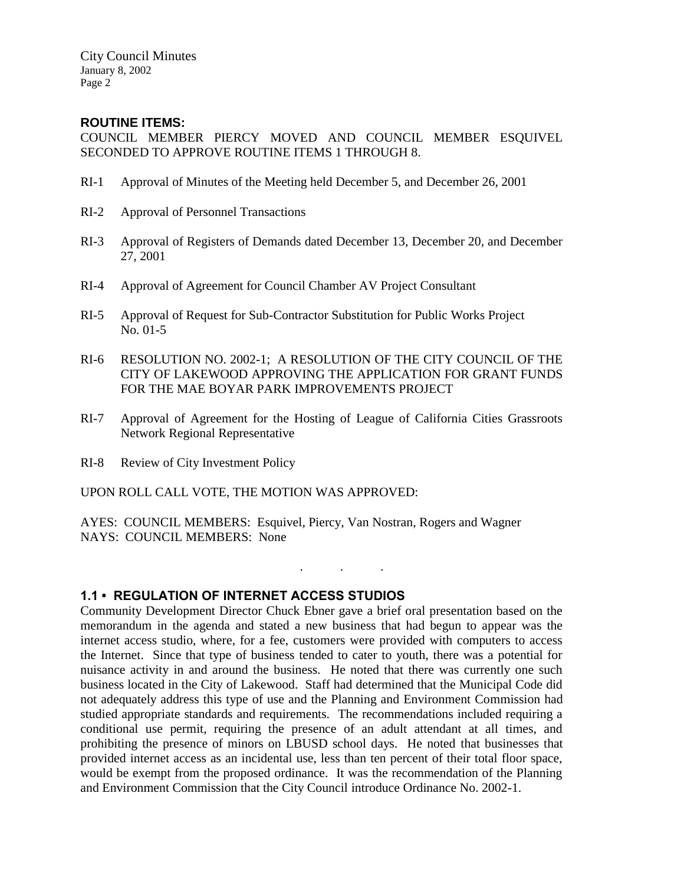## ROUTINE ITEMS:

COUNCIL MEMBER PIERCY MOVED AND COUNCIL MEMBER ESQUIVEL SECONDED TO APPROVE ROUTINE ITEMS 1 THROUGH 8.

RI-1 Approval of Minutes of the Meeting held December 5, and December 26, 2001

RI-2 Approval of Personnel Transactions

RI-3 Approval of Registers of Demands dated December 13, December 20, and December 27, 2001

RI-4 Approval of Agreement for Council Chamber AV Project Consultant

RI-5 Approval of Request for Sub-Contractor Substitution for Public Works Project No. 01-5

RI-6 RESOLUTION NO. 2002-1; A RESOLUTION OF THE CITY COUNCIL OF THE CITY OF LAKEWOOD APPROVING THE APPLICATION FOR GRANT FUNDS FOR THE MAE BOYAR PARK IMPROVEMENTS PROJECT

RI-7 Approval of Agreement for the Hosting of League of California Cities Grassroots Network Regional Representative

RI-8 Review of City Investment Policy

UPON ROLL CALL VOTE, THE MOTION WAS APPROVED:

AYES: COUNCIL MEMBERS: Esquivel, Piercy, Van Nostran, Rogers and Wagner
NAYS: COUNCIL MEMBERS: None

. . .

## 1.1 • REGULATION OF INTERNET ACCESS STUDIOS

Community Development Director Chuck Ebner gave a brief oral presentation based on the memorandum in the agenda and stated a new business that had begun to appear was the internet access studio, where, for a fee, customers were provided with computers to access the Internet. Since that type of business tended to cater to youth, there was a potential for nuisance activity in and around the business. He noted that there was currently one such business located in the City of Lakewood. Staff had determined that the Municipal Code did not adequately address this type of use and the Planning and Environment Commission had studied appropriate standards and requirements. The recommendations included requiring a conditional use permit, requiring the presence of an adult attendant at all times, and prohibiting the presence of minors on LBUSD school days. He noted that businesses that provided internet access as an incidental use, less than ten percent of their total floor space, would be exempt from the proposed ordinance. It was the recommendation of the Planning and Environment Commission that the City Council introduce Ordinance No. 2002-1.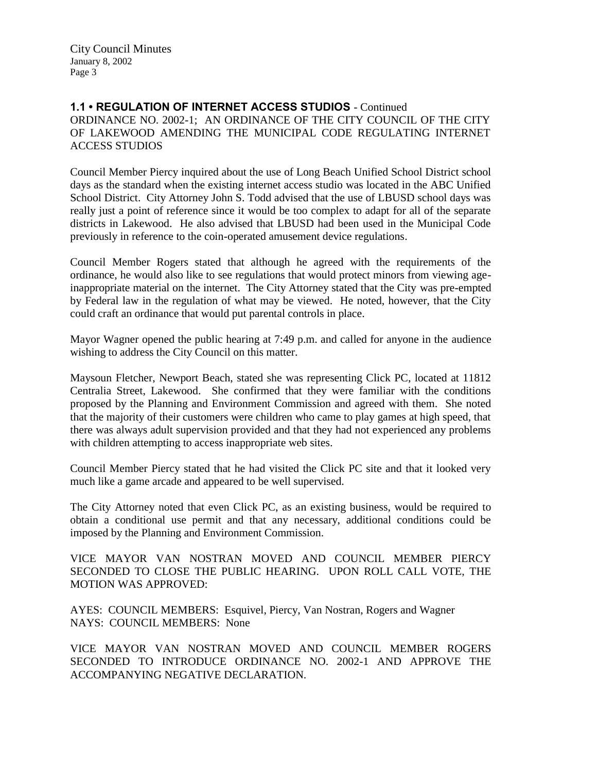**1.1 • REGULATION OF INTERNET ACCESS STUDIOS** - Continued

ORDINANCE NO. 2002-1; AN ORDINANCE OF THE CITY COUNCIL OF THE CITY OF LAKEWOOD AMENDING THE MUNICIPAL CODE REGULATING INTERNET ACCESS STUDIOS

Council Member Piercy inquired about the use of Long Beach Unified School District school days as the standard when the existing internet access studio was located in the ABC Unified School District. City Attorney John S. Todd advised that the use of LBUSD school days was really just a point of reference since it would be too complex to adapt for all of the separate districts in Lakewood. He also advised that LBUSD had been used in the Municipal Code previously in reference to the coin-operated amusement device regulations.

Council Member Rogers stated that although he agreed with the requirements of the ordinance, he would also like to see regulations that would protect minors from viewing age-inappropriate material on the internet. The City Attorney stated that the City was pre-empted by Federal law in the regulation of what may be viewed. He noted, however, that the City could craft an ordinance that would put parental controls in place.

Mayor Wagner opened the public hearing at 7:49 p.m. and called for anyone in the audience wishing to address the City Council on this matter.

Maysoun Fletcher, Newport Beach, stated she was representing Click PC, located at 11812 Centralia Street, Lakewood. She confirmed that they were familiar with the conditions proposed by the Planning and Environment Commission and agreed with them. She noted that the majority of their customers were children who came to play games at high speed, that there was always adult supervision provided and that they had not experienced any problems with children attempting to access inappropriate web sites.

Council Member Piercy stated that he had visited the Click PC site and that it looked very much like a game arcade and appeared to be well supervised.

The City Attorney noted that even Click PC, as an existing business, would be required to obtain a conditional use permit and that any necessary, additional conditions could be imposed by the Planning and Environment Commission.

VICE MAYOR VAN NOSTRAN MOVED AND COUNCIL MEMBER PIERCY SECONDED TO CLOSE THE PUBLIC HEARING. UPON ROLL CALL VOTE, THE MOTION WAS APPROVED:

AYES: COUNCIL MEMBERS: Esquivel, Piercy, Van Nostran, Rogers and Wagner
NAYS: COUNCIL MEMBERS: None

VICE MAYOR VAN NOSTRAN MOVED AND COUNCIL MEMBER ROGERS SECONDED TO INTRODUCE ORDINANCE NO. 2002-1 AND APPROVE THE ACCOMPANYING NEGATIVE DECLARATION.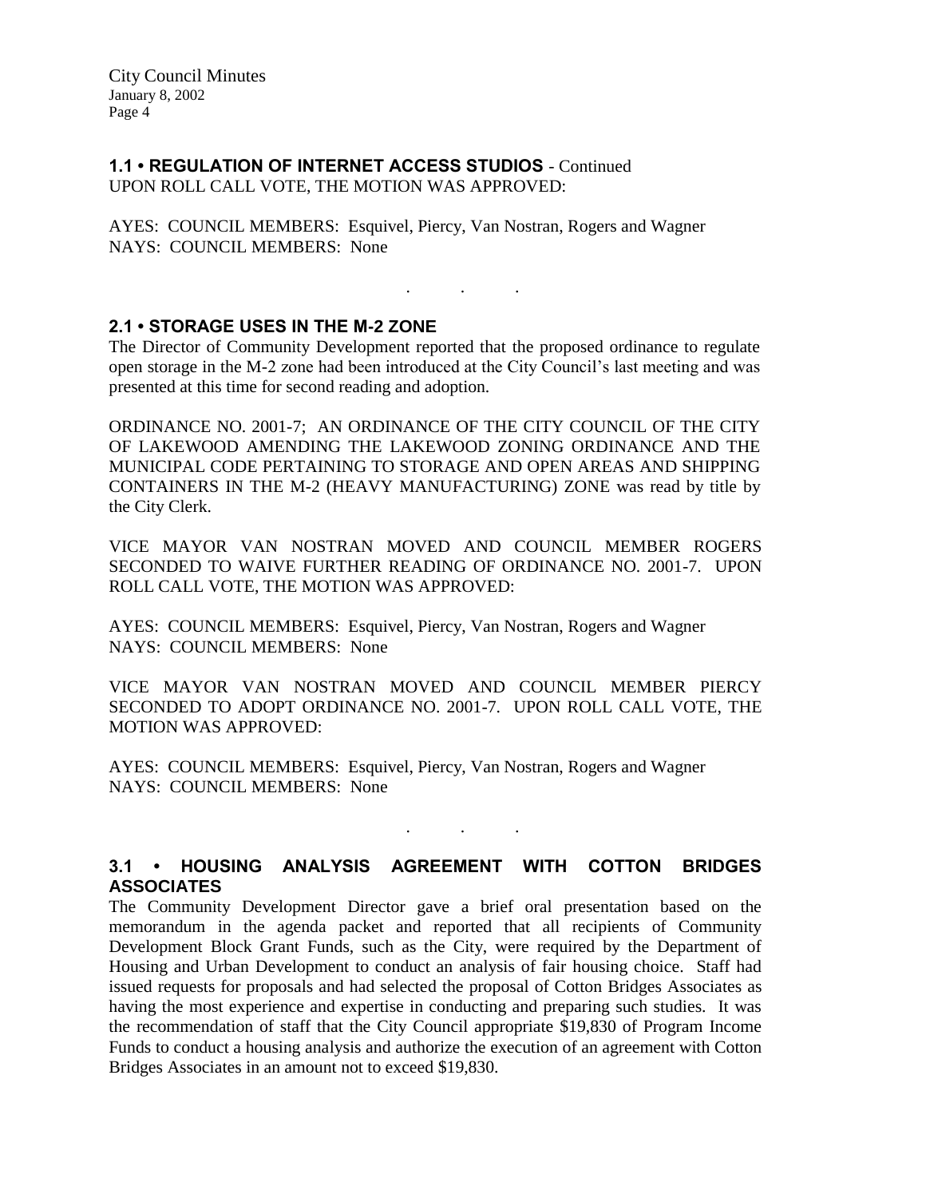### 1.1 • REGULATION OF INTERNET ACCESS STUDIOS - Continued

UPON ROLL CALL VOTE, THE MOTION WAS APPROVED:

AYES: COUNCIL MEMBERS: Esquivel, Piercy, Van Nostran, Rogers and Wagner
NAYS: COUNCIL MEMBERS: None

. . .

### 2.1 • STORAGE USES IN THE M-2 ZONE

The Director of Community Development reported that the proposed ordinance to regulate open storage in the M-2 zone had been introduced at the City Council's last meeting and was presented at this time for second reading and adoption.

ORDINANCE NO. 2001-7; AN ORDINANCE OF THE CITY COUNCIL OF THE CITY OF LAKEWOOD AMENDING THE LAKEWOOD ZONING ORDINANCE AND THE MUNICIPAL CODE PERTAINING TO STORAGE AND OPEN AREAS AND SHIPPING CONTAINERS IN THE M-2 (HEAVY MANUFACTURING) ZONE was read by title by the City Clerk.

VICE MAYOR VAN NOSTRAN MOVED AND COUNCIL MEMBER ROGERS SECONDED TO WAIVE FURTHER READING OF ORDINANCE NO. 2001-7. UPON ROLL CALL VOTE, THE MOTION WAS APPROVED:

AYES: COUNCIL MEMBERS: Esquivel, Piercy, Van Nostran, Rogers and Wagner
NAYS: COUNCIL MEMBERS: None

VICE MAYOR VAN NOSTRAN MOVED AND COUNCIL MEMBER PIERCY SECONDED TO ADOPT ORDINANCE NO. 2001-7. UPON ROLL CALL VOTE, THE MOTION WAS APPROVED:

AYES: COUNCIL MEMBERS: Esquivel, Piercy, Van Nostran, Rogers and Wagner
NAYS: COUNCIL MEMBERS: None

. . .

### 3.1 • HOUSING ANALYSIS AGREEMENT WITH COTTON BRIDGES ASSOCIATES

The Community Development Director gave a brief oral presentation based on the memorandum in the agenda packet and reported that all recipients of Community Development Block Grant Funds, such as the City, were required by the Department of Housing and Urban Development to conduct an analysis of fair housing choice. Staff had issued requests for proposals and had selected the proposal of Cotton Bridges Associates as having the most experience and expertise in conducting and preparing such studies. It was the recommendation of staff that the City Council appropriate $19,830 of Program Income Funds to conduct a housing analysis and authorize the execution of an agreement with Cotton Bridges Associates in an amount not to exceed $19,830.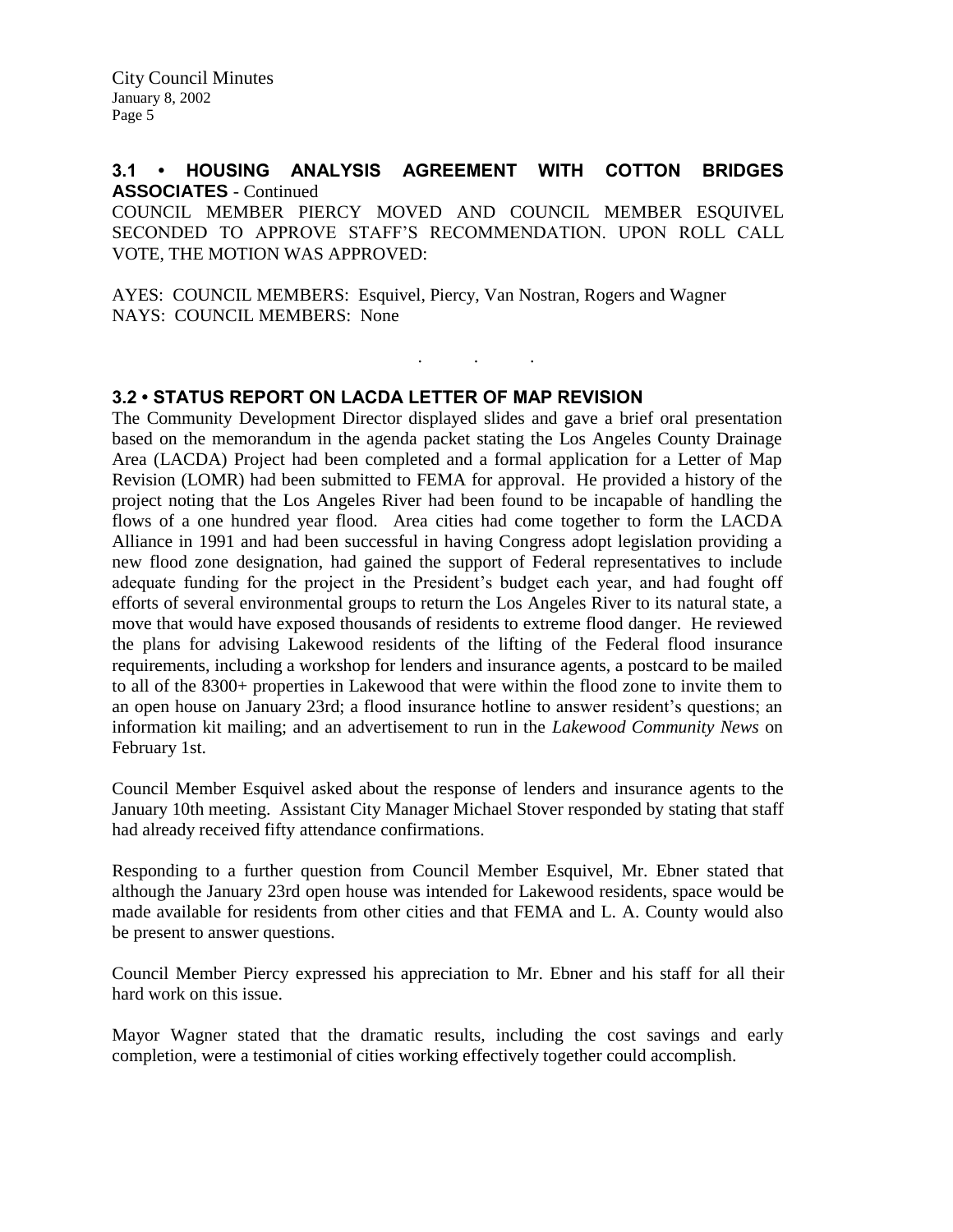### 3.1 • HOUSING ANALYSIS AGREEMENT WITH COTTON BRIDGES ASSOCIATES - Continued

COUNCIL MEMBER PIERCY MOVED AND COUNCIL MEMBER ESQUIVEL SECONDED TO APPROVE STAFF'S RECOMMENDATION. UPON ROLL CALL VOTE, THE MOTION WAS APPROVED:

AYES: COUNCIL MEMBERS: Esquivel, Piercy, Van Nostran, Rogers and Wagner
NAYS: COUNCIL MEMBERS: None

. . .

### 3.2 • STATUS REPORT ON LACDA LETTER OF MAP REVISION

The Community Development Director displayed slides and gave a brief oral presentation based on the memorandum in the agenda packet stating the Los Angeles County Drainage Area (LACDA) Project had been completed and a formal application for a Letter of Map Revision (LOMR) had been submitted to FEMA for approval. He provided a history of the project noting that the Los Angeles River had been found to be incapable of handling the flows of a one hundred year flood. Area cities had come together to form the LACDA Alliance in 1991 and had been successful in having Congress adopt legislation providing a new flood zone designation, had gained the support of Federal representatives to include adequate funding for the project in the President's budget each year, and had fought off efforts of several environmental groups to return the Los Angeles River to its natural state, a move that would have exposed thousands of residents to extreme flood danger. He reviewed the plans for advising Lakewood residents of the lifting of the Federal flood insurance requirements, including a workshop for lenders and insurance agents, a postcard to be mailed to all of the 8300+ properties in Lakewood that were within the flood zone to invite them to an open house on January 23rd; a flood insurance hotline to answer resident's questions; an information kit mailing; and an advertisement to run in the *Lakewood Community News* on February 1st.

Council Member Esquivel asked about the response of lenders and insurance agents to the January 10th meeting. Assistant City Manager Michael Stover responded by stating that staff had already received fifty attendance confirmations.

Responding to a further question from Council Member Esquivel, Mr. Ebner stated that although the January 23rd open house was intended for Lakewood residents, space would be made available for residents from other cities and that FEMA and L. A. County would also be present to answer questions.

Council Member Piercy expressed his appreciation to Mr. Ebner and his staff for all their hard work on this issue.

Mayor Wagner stated that the dramatic results, including the cost savings and early completion, were a testimonial of cities working effectively together could accomplish.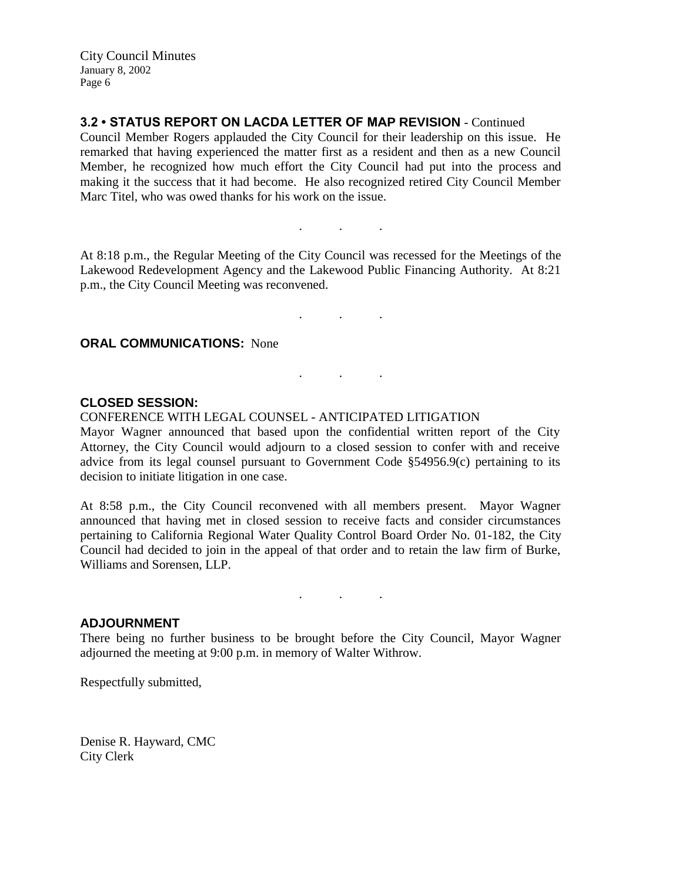**3.2 • STATUS REPORT ON LACDA LETTER OF MAP REVISION** - Continued

Council Member Rogers applauded the City Council for their leadership on this issue. He remarked that having experienced the matter first as a resident and then as a new Council Member, he recognized how much effort the City Council had put into the process and making it the success that it had become. He also recognized retired City Council Member Marc Titel, who was owed thanks for his work on the issue.

. . .

At 8:18 p.m., the Regular Meeting of the City Council was recessed for the Meetings of the Lakewood Redevelopment Agency and the Lakewood Public Financing Authority. At 8:21 p.m., the City Council Meeting was reconvened.

. . .

**ORAL COMMUNICATIONS:** None

. . .

**CLOSED SESSION:**

CONFERENCE WITH LEGAL COUNSEL - ANTICIPATED LITIGATION

Mayor Wagner announced that based upon the confidential written report of the City Attorney, the City Council would adjourn to a closed session to confer with and receive advice from its legal counsel pursuant to Government Code §54956.9(c) pertaining to its decision to initiate litigation in one case.

At 8:58 p.m., the City Council reconvened with all members present. Mayor Wagner announced that having met in closed session to receive facts and consider circumstances pertaining to California Regional Water Quality Control Board Order No. 01-182, the City Council had decided to join in the appeal of that order and to retain the law firm of Burke, Williams and Sorensen, LLP.

. . .

**ADJOURNMENT**

There being no further business to be brought before the City Council, Mayor Wagner adjourned the meeting at 9:00 p.m. in memory of Walter Withrow.

Respectfully submitted,

Denise R. Hayward, CMC
City Clerk